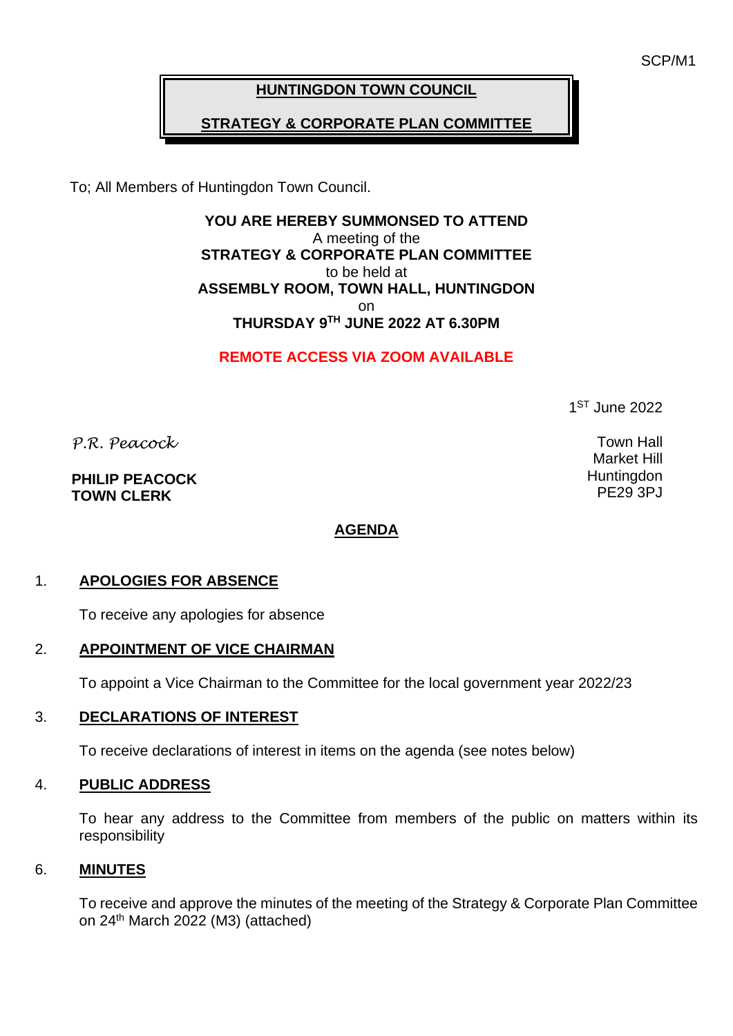SCP/M1

**HUNTINGDON TOWN COUNCIL**

**STRATEGY & CORPORATE PLAN COMMITTEE**

To; All Members of Huntingdon Town Council.

**YOU ARE HEREBY SUMMONSED TO ATTEND**
A meeting of the
**STRATEGY & CORPORATE PLAN COMMITTEE**
to be held at
**ASSEMBLY ROOM, TOWN HALL, HUNTINGDON**
on
**THURSDAY 9TH JUNE 2022 AT 6.30PM**

**REMOTE ACCESS VIA ZOOM AVAILABLE**

1ST June 2022

*P.R. Peacock*

**PHILIP PEACOCK**
**TOWN CLERK**

Town Hall
Market Hill
Huntingdon
PE29 3PJ

## AGENDA

1. **APOLOGIES FOR ABSENCE**

   To receive any apologies for absence

2. **APPOINTMENT OF VICE CHAIRMAN**

   To appoint a Vice Chairman to the Committee for the local government year 2022/23

3. **DECLARATIONS OF INTEREST**

   To receive declarations of interest in items on the agenda (see notes below)

4. **PUBLIC ADDRESS**

   To hear any address to the Committee from members of the public on matters within its responsibility

6. **MINUTES**

   To receive and approve the minutes of the meeting of the Strategy & Corporate Plan Committee on 24th March 2022 (M3) (attached)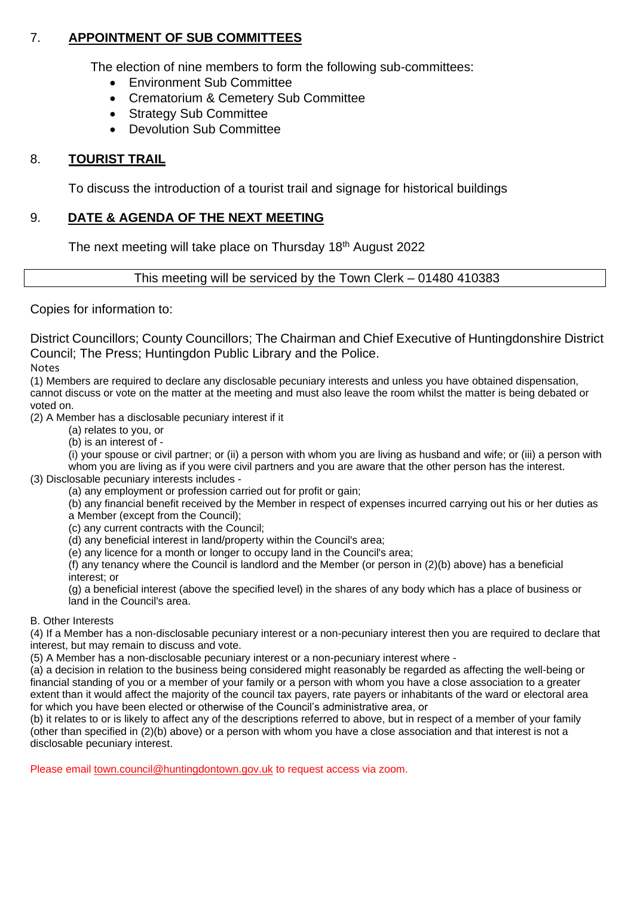## 7. APPOINTMENT OF SUB COMMITTEES

The election of nine members to form the following sub-committees:

- Environment Sub Committee
- Crematorium & Cemetery Sub Committee
- Strategy Sub Committee
- Devolution Sub Committee

## 8. TOURIST TRAIL

To discuss the introduction of a tourist trail and signage for historical buildings

## 9. DATE & AGENDA OF THE NEXT MEETING

The next meeting will take place on Thursday 18th August 2022

This meeting will be serviced by the Town Clerk – 01480 410383

Copies for information to:

District Councillors; County Councillors; The Chairman and Chief Executive of Huntingdonshire District Council; The Press; Huntingdon Public Library and the Police.

Notes

(1) Members are required to declare any disclosable pecuniary interests and unless you have obtained dispensation, cannot discuss or vote on the matter at the meeting and must also leave the room whilst the matter is being debated or voted on.

(2) A Member has a disclosable pecuniary interest if it

- (a) relates to you, or
- (b) is an interest of -
  - (i) your spouse or civil partner; or (ii) a person with whom you are living as husband and wife; or (iii) a person with whom you are living as if you were civil partners and you are aware that the other person has the interest.

(3) Disclosable pecuniary interests includes -

- (a) any employment or profession carried out for profit or gain;
- (b) any financial benefit received by the Member in respect of expenses incurred carrying out his or her duties as a Member (except from the Council);
- (c) any current contracts with the Council;
- (d) any beneficial interest in land/property within the Council's area;
- (e) any licence for a month or longer to occupy land in the Council's area;
- (f) any tenancy where the Council is landlord and the Member (or person in (2)(b) above) has a beneficial interest; or
- (g) a beneficial interest (above the specified level) in the shares of any body which has a place of business or land in the Council's area.

B. Other Interests

(4) If a Member has a non-disclosable pecuniary interest or a non-pecuniary interest then you are required to declare that interest, but may remain to discuss and vote.

(5) A Member has a non-disclosable pecuniary interest or a non-pecuniary interest where -

(a) a decision in relation to the business being considered might reasonably be regarded as affecting the well-being or financial standing of you or a member of your family or a person with whom you have a close association to a greater extent than it would affect the majority of the council tax payers, rate payers or inhabitants of the ward or electoral area for which you have been elected or otherwise of the Council's administrative area, or

(b) it relates to or is likely to affect any of the descriptions referred to above, but in respect of a member of your family (other than specified in (2)(b) above) or a person with whom you have a close association and that interest is not a disclosable pecuniary interest.

Please email town.council@huntingdontown.gov.uk to request access via zoom.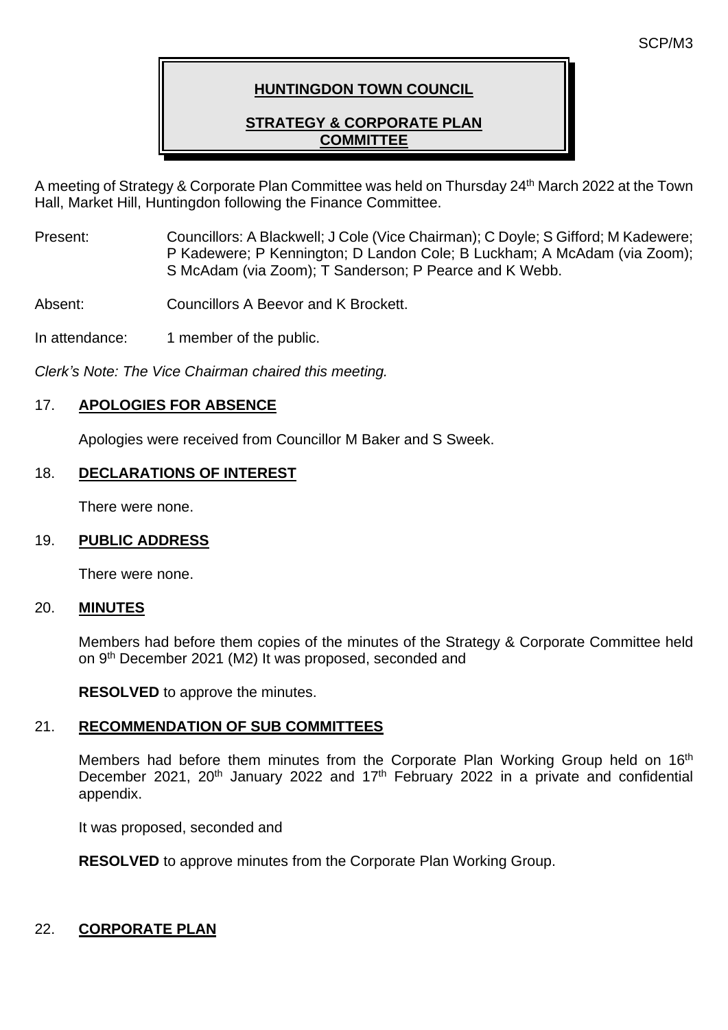**HUNTINGDON TOWN COUNCIL**

**STRATEGY & CORPORATE PLAN COMMITTEE**

A meeting of Strategy & Corporate Plan Committee was held on Thursday 24th March 2022 at the Town Hall, Market Hill, Huntingdon following the Finance Committee.

Present: Councillors: A Blackwell; J Cole (Vice Chairman); C Doyle; S Gifford; M Kadewere; P Kadewere; P Kennington; D Landon Cole; B Luckham; A McAdam (via Zoom); S McAdam (via Zoom); T Sanderson; P Pearce and K Webb.

Absent: Councillors A Beevor and K Brockett.

In attendance: 1 member of the public.

*Clerk's Note: The Vice Chairman chaired this meeting.*

## 17. APOLOGIES FOR ABSENCE

Apologies were received from Councillor M Baker and S Sweek.

## 18. DECLARATIONS OF INTEREST

There were none.

## 19. PUBLIC ADDRESS

There were none.

## 20. MINUTES

Members had before them copies of the minutes of the Strategy & Corporate Committee held on 9th December 2021 (M2) It was proposed, seconded and

**RESOLVED** to approve the minutes.

## 21. RECOMMENDATION OF SUB COMMITTEES

Members had before them minutes from the Corporate Plan Working Group held on 16th December 2021, 20th January 2022 and 17th February 2022 in a private and confidential appendix.

It was proposed, seconded and

**RESOLVED** to approve minutes from the Corporate Plan Working Group.

## 22. CORPORATE PLAN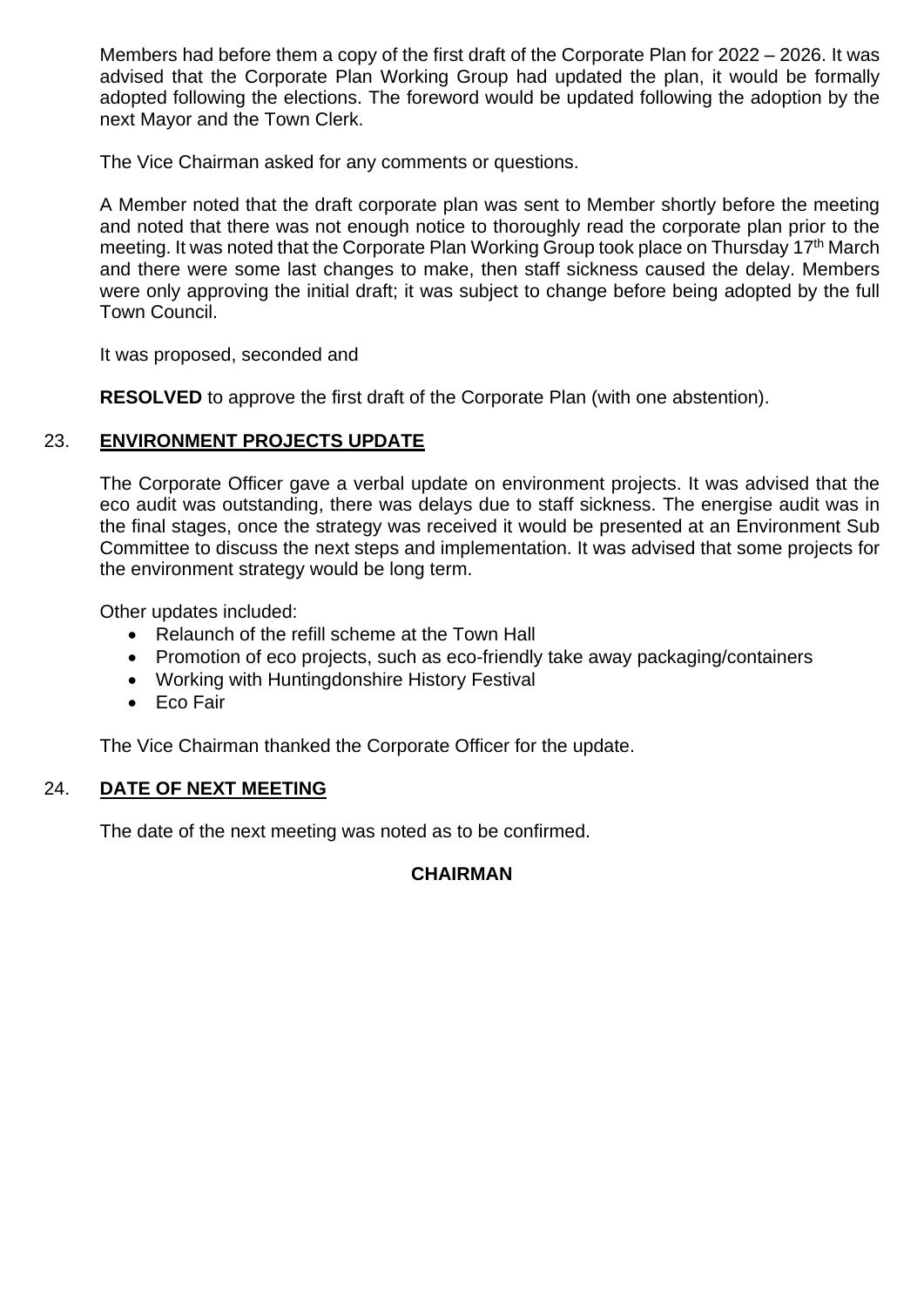Members had before them a copy of the first draft of the Corporate Plan for 2022 – 2026. It was advised that the Corporate Plan Working Group had updated the plan, it would be formally adopted following the elections. The foreword would be updated following the adoption by the next Mayor and the Town Clerk.

The Vice Chairman asked for any comments or questions.

A Member noted that the draft corporate plan was sent to Member shortly before the meeting and noted that there was not enough notice to thoroughly read the corporate plan prior to the meeting. It was noted that the Corporate Plan Working Group took place on Thursday 17th March and there were some last changes to make, then staff sickness caused the delay. Members were only approving the initial draft; it was subject to change before being adopted by the full Town Council.

It was proposed, seconded and

**RESOLVED** to approve the first draft of the Corporate Plan (with one abstention).

## 23. **ENVIRONMENT PROJECTS UPDATE**

The Corporate Officer gave a verbal update on environment projects. It was advised that the eco audit was outstanding, there was delays due to staff sickness. The energise audit was in the final stages, once the strategy was received it would be presented at an Environment Sub Committee to discuss the next steps and implementation. It was advised that some projects for the environment strategy would be long term.

Other updates included:

- Relaunch of the refill scheme at the Town Hall
- Promotion of eco projects, such as eco-friendly take away packaging/containers
- Working with Huntingdonshire History Festival
- Eco Fair

The Vice Chairman thanked the Corporate Officer for the update.

## 24. **DATE OF NEXT MEETING**

The date of the next meeting was noted as to be confirmed.

**CHAIRMAN**